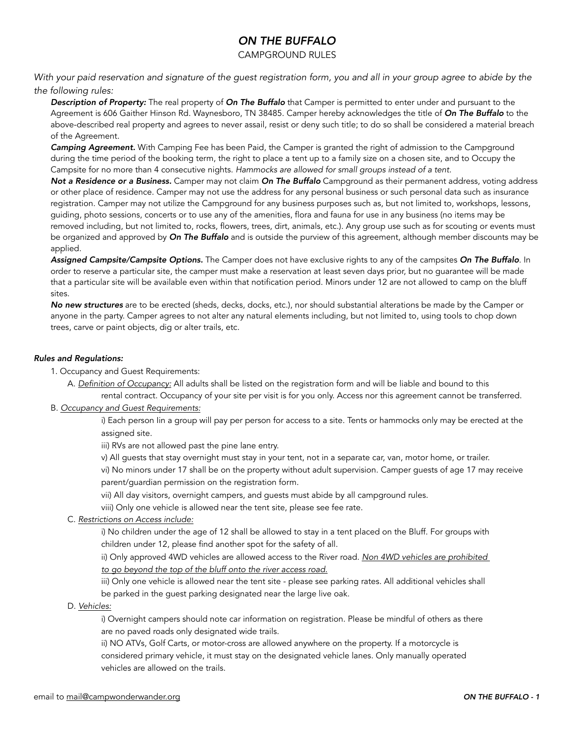# *ON THE BUFFALO*

CAMPGROUND RULES

*With your paid reservation and signature of the guest registration form, you and all in your group agree to abide by the the following rules:*

***Description of Property:*** The real property of ***On The Buffalo*** that Camper is permitted to enter under and pursuant to the Agreement is 606 Gaither Hinson Rd. Waynesboro, TN 38485. Camper hereby acknowledges the title of ***On The Buffalo*** to the above-described real property and agrees to never assail, resist or deny such title; to do so shall be considered a material breach of the Agreement.

***Camping Agreement.*** With Camping Fee has been Paid, the Camper is granted the right of admission to the Campground during the time period of the booking term, the right to place a tent up to a family size on a chosen site, and to Occupy the Campsite for no more than 4 consecutive nights. *Hammocks are allowed for small groups instead of a tent.*

***Not a Residence or a Business.*** Camper may not claim ***On The Buffalo*** Campground as their permanent address, voting address or other place of residence. Camper may not use the address for any personal business or such personal data such as insurance registration. Camper may not utilize the Campground for any business purposes such as, but not limited to, workshops, lessons, guiding, photo sessions, concerts or to use any of the amenities, flora and fauna for use in any business (no items may be removed including, but not limited to, rocks, flowers, trees, dirt, animals, etc.). Any group use such as for scouting or events must be organized and approved by ***On The Buffalo*** and is outside the purview of this agreement, although member discounts may be applied.

***Assigned Campsite/Campsite Options.*** The Camper does not have exclusive rights to any of the campsites ***On The Buffalo***. In order to reserve a particular site, the camper must make a reservation at least seven days prior, but no guarantee will be made that a particular site will be available even within that notification period. Minors under 12 are not allowed to camp on the bluff sites.

***No new structures*** are to be erected (sheds, decks, docks, etc.), nor should substantial alterations be made by the Camper or anyone in the party. Camper agrees to not alter any natural elements including, but not limited to, using tools to chop down trees, carve or paint objects, dig or alter trails, etc.

***Rules and Regulations:***

1. Occupancy and Guest Requirements:

   A. <u>*Definition of Occupancy:*</u> All adults shall be listed on the registration form and will be liable and bound to this rental contract. Occupancy of your site per visit is for you only. Access nor this agreement cannot be transferred.

B. <u>*Occupancy and Guest Requirements:*</u>

   i) Each person Iin a group will pay per person for access to a site. Tents or hammocks only may be erected at the assigned site.

   iii) RVs are not allowed past the pine lane entry.

   v) All guests that stay overnight must stay in your tent, not in a separate car, van, motor home, or trailer.

   vi) No minors under 17 shall be on the property without adult supervision. Camper guests of age 17 may receive parent/guardian permission on the registration form.

   vii) All day visitors, overnight campers, and guests must abide by all campground rules.

   viii) Only one vehicle is allowed near the tent site, please see fee rate.

C. <u>*Restrictions on Access include:*</u>

   i) No children under the age of 12 shall be allowed to stay in a tent placed on the Bluff. For groups with children under 12, please find another spot for the safety of all.

   ii) Only approved 4WD vehicles are allowed access to the River road. <u>*Non 4WD vehicles are prohibited to go beyond the top of the bluff onto the river access road.*</u>

   iii) Only one vehicle is allowed near the tent site - please see parking rates. All additional vehicles shall be parked in the guest parking designated near the large live oak.

D. <u>*Vehicles:*</u>

   i) Overnight campers should note car information on registration. Please be mindful of others as there are no paved roads only designated wide trails.

   ii) NO ATVs, Golf Carts, or motor-cross are allowed anywhere on the property. If a motorcycle is considered primary vehicle, it must stay on the designated vehicle lanes. Only manually operated vehicles are allowed on the trails.

email to <u>mail@campwonderwander.org</u>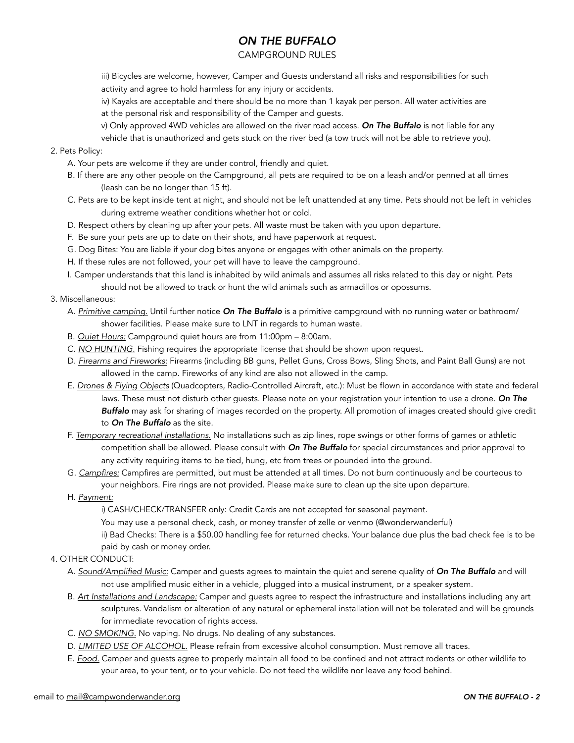iii) Bicycles are welcome, however, Camper and Guests understand all risks and responsibilities for such activity and agree to hold harmless for any injury or accidents.

iv) Kayaks are acceptable and there should be no more than 1 kayak per person. All water activities are at the personal risk and responsibility of the Camper and guests.

v) Only approved 4WD vehicles are allowed on the river road access. ***On The Buffalo*** is not liable for any vehicle that is unauthorized and gets stuck on the river bed (a tow truck will not be able to retrieve you).

2. Pets Policy:

   A. Your pets are welcome if they are under control, friendly and quiet.

   B. If there are any other people on the Campground, all pets are required to be on a leash and/or penned at all times (leash can be no longer than 15 ft).

   C. Pets are to be kept inside tent at night, and should not be left unattended at any time. Pets should not be left in vehicles during extreme weather conditions whether hot or cold.

   D. Respect others by cleaning up after your pets. All waste must be taken with you upon departure.

   F. Be sure your pets are up to date on their shots, and have paperwork at request.

   G. Dog Bites: You are liable if your dog bites anyone or engages with other animals on the property.

   H. If these rules are not followed, your pet will have to leave the campground.

   I. Camper understands that this land is inhabited by wild animals and assumes all risks related to this day or night. Pets should not be allowed to track or hunt the wild animals such as armadillos or opossums.

3. Miscellaneous:

   A. <u>Primitive camping.</u> Until further notice ***On The Buffalo*** is a primitive campground with no running water or bathroom/ shower facilities. Please make sure to LNT in regards to human waste.

   B. <u>Quiet Hours:</u> Campground quiet hours are from 11:00pm – 8:00am.

   C. <u>NO HUNTING.</u> Fishing requires the appropriate license that should be shown upon request.

   D. <u>Firearms and Fireworks:</u> Firearms (including BB guns, Pellet Guns, Cross Bows, Sling Shots, and Paint Ball Guns) are not allowed in the camp. Fireworks of any kind are also not allowed in the camp.

   E. <u>Drones & Flying Objects</u> (Quadcopters, Radio-Controlled Aircraft, etc.): Must be flown in accordance with state and federal laws. These must not disturb other guests. Please note on your registration your intention to use a drone. ***On The Buffalo*** may ask for sharing of images recorded on the property. All promotion of images created should give credit to ***On The Buffalo*** as the site.

   F. <u>Temporary recreational installations.</u> No installations such as zip lines, rope swings or other forms of games or athletic competition shall be allowed. Please consult with ***On The Buffalo*** for special circumstances and prior approval to any activity requiring items to be tied, hung, etc from trees or pounded into the ground.

   G. <u>Campfires:</u> Campfires are permitted, but must be attended at all times. Do not burn continuously and be courteous to your neighbors. Fire rings are not provided. Please make sure to clean up the site upon departure.

   H. <u>Payment:</u>

      i) CASH/CHECK/TRANSFER only: Credit Cards are not accepted for seasonal payment.
      You may use a personal check, cash, or money transfer of zelle or venmo (@wonderwanderful)

      ii) Bad Checks: There is a $50.00 handling fee for returned checks. Your balance due plus the bad check fee is to be paid by cash or money order.

4. OTHER CONDUCT:

   A. <u>Sound/Amplified Music:</u> Camper and guests agrees to maintain the quiet and serene quality of ***On The Buffalo*** and will not use amplified music either in a vehicle, plugged into a musical instrument, or a speaker system.

   B. <u>Art Installations and Landscape:</u> Camper and guests agree to respect the infrastructure and installations including any art sculptures. Vandalism or alteration of any natural or ephemeral installation will not be tolerated and will be grounds for immediate revocation of rights access.

   C. <u>NO SMOKING.</u> No vaping. No drugs. No dealing of any substances.

   D. <u>LIMITED USE OF ALCOHOL.</u> Please refrain from excessive alcohol consumption. Must remove all traces.

   E. <u>Food.</u> Camper and guests agree to properly maintain all food to be confined and not attract rodents or other wildlife to your area, to your tent, or to your vehicle. Do not feed the wildlife nor leave any food behind.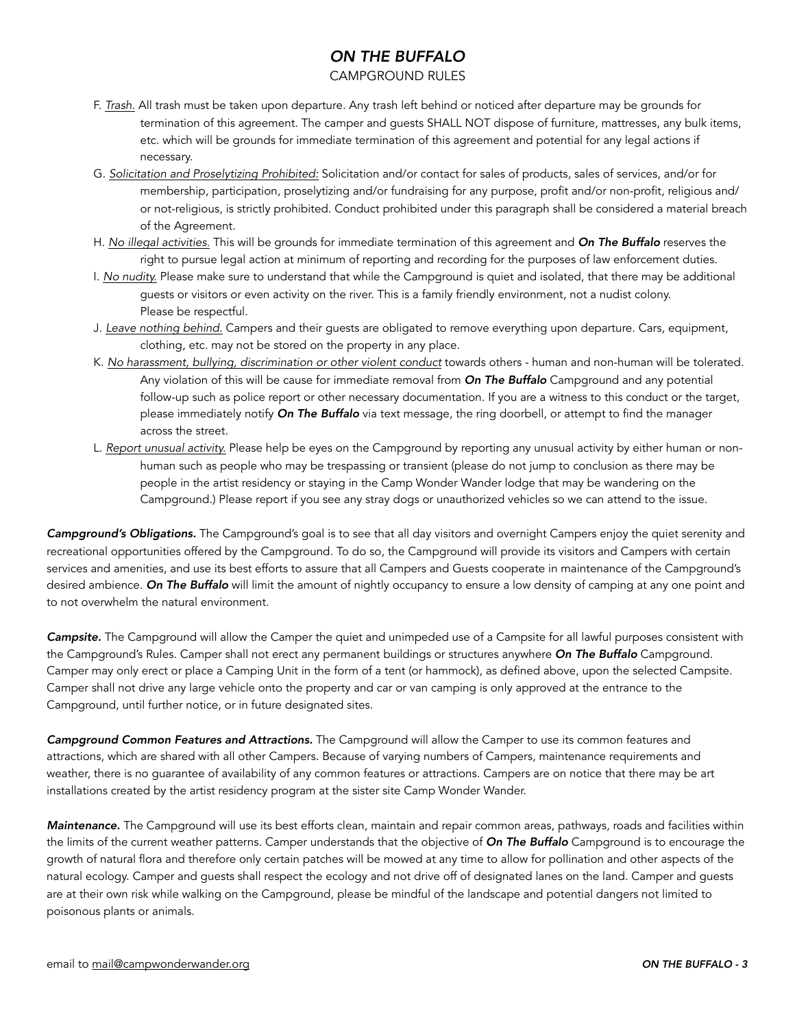# *ON THE BUFFALO*

CAMPGROUND RULES

F. *Trash.* All trash must be taken upon departure. Any trash left behind or noticed after departure may be grounds for termination of this agreement. The camper and guests SHALL NOT dispose of furniture, mattresses, any bulk items, etc. which will be grounds for immediate termination of this agreement and potential for any legal actions if necessary.

G. *Solicitation and Proselytizing Prohibited:* Solicitation and/or contact for sales of products, sales of services, and/or for membership, participation, proselytizing and/or fundraising for any purpose, profit and/or non-profit, religious and/or not-religious, is strictly prohibited. Conduct prohibited under this paragraph shall be considered a material breach of the Agreement.

H. *No illegal activities.* This will be grounds for immediate termination of this agreement and ***On The Buffalo*** reserves the right to pursue legal action at minimum of reporting and recording for the purposes of law enforcement duties.

I. *No nudity.* Please make sure to understand that while the Campground is quiet and isolated, that there may be additional guests or visitors or even activity on the river. This is a family friendly environment, not a nudist colony. Please be respectful.

J. *Leave nothing behind.* Campers and their guests are obligated to remove everything upon departure. Cars, equipment, clothing, etc. may not be stored on the property in any place.

K. *No harassment, bullying, discrimination or other violent conduct* towards others - human and non-human will be tolerated. Any violation of this will be cause for immediate removal from ***On The Buffalo*** Campground and any potential follow-up such as police report or other necessary documentation. If you are a witness to this conduct or the target, please immediately notify ***On The Buffalo*** via text message, the ring doorbell, or attempt to find the manager across the street.

L. *Report unusual activity.* Please help be eyes on the Campground by reporting any unusual activity by either human or non-human such as people who may be trespassing or transient (please do not jump to conclusion as there may be people in the artist residency or staying in the Camp Wonder Wander lodge that may be wandering on the Campground.) Please report if you see any stray dogs or unauthorized vehicles so we can attend to the issue.

***Campground's Obligations.*** The Campground's goal is to see that all day visitors and overnight Campers enjoy the quiet serenity and recreational opportunities offered by the Campground. To do so, the Campground will provide its visitors and Campers with certain services and amenities, and use its best efforts to assure that all Campers and Guests cooperate in maintenance of the Campground's desired ambience. ***On The Buffalo*** will limit the amount of nightly occupancy to ensure a low density of camping at any one point and to not overwhelm the natural environment.

***Campsite.*** The Campground will allow the Camper the quiet and unimpeded use of a Campsite for all lawful purposes consistent with the Campground's Rules. Camper shall not erect any permanent buildings or structures anywhere ***On The Buffalo*** Campground. Camper may only erect or place a Camping Unit in the form of a tent (or hammock), as defined above, upon the selected Campsite. Camper shall not drive any large vehicle onto the property and car or van camping is only approved at the entrance to the Campground, until further notice, or in future designated sites.

***Campground Common Features and Attractions.*** The Campground will allow the Camper to use its common features and attractions, which are shared with all other Campers. Because of varying numbers of Campers, maintenance requirements and weather, there is no guarantee of availability of any common features or attractions. Campers are on notice that there may be art installations created by the artist residency program at the sister site Camp Wonder Wander.

***Maintenance.*** The Campground will use its best efforts clean, maintain and repair common areas, pathways, roads and facilities within the limits of the current weather patterns. Camper understands that the objective of ***On The Buffalo*** Campground is to encourage the growth of natural flora and therefore only certain patches will be mowed at any time to allow for pollination and other aspects of the natural ecology. Camper and guests shall respect the ecology and not drive off of designated lanes on the land. Camper and guests are at their own risk while walking on the Campground, please be mindful of the landscape and potential dangers not limited to poisonous plants or animals.

email to mail@campwonderwander.org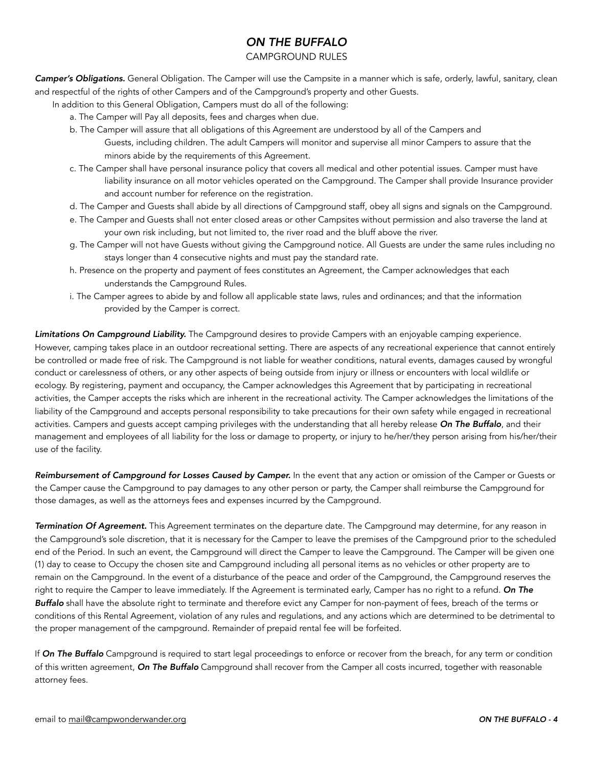# *ON THE BUFFALO*

CAMPGROUND RULES

***Camper's Obligations.*** General Obligation. The Camper will use the Campsite in a manner which is safe, orderly, lawful, sanitary, clean and respectful of the rights of other Campers and of the Campground's property and other Guests.

In addition to this General Obligation, Campers must do all of the following:

a. The Camper will Pay all deposits, fees and charges when due.

b. The Camper will assure that all obligations of this Agreement are understood by all of the Campers and Guests, including children. The adult Campers will monitor and supervise all minor Campers to assure that the minors abide by the requirements of this Agreement.

c. The Camper shall have personal insurance policy that covers all medical and other potential issues. Camper must have liability insurance on all motor vehicles operated on the Campground. The Camper shall provide Insurance provider and account number for reference on the registration.

d. The Camper and Guests shall abide by all directions of Campground staff, obey all signs and signals on the Campground.

e. The Camper and Guests shall not enter closed areas or other Campsites without permission and also traverse the land at your own risk including, but not limited to, the river road and the bluff above the river.

g. The Camper will not have Guests without giving the Campground notice. All Guests are under the same rules including no stays longer than 4 consecutive nights and must pay the standard rate.

h. Presence on the property and payment of fees constitutes an Agreement, the Camper acknowledges that each understands the Campground Rules.

i. The Camper agrees to abide by and follow all applicable state laws, rules and ordinances; and that the information provided by the Camper is correct.

***Limitations On Campground Liability.*** The Campground desires to provide Campers with an enjoyable camping experience. However, camping takes place in an outdoor recreational setting. There are aspects of any recreational experience that cannot entirely be controlled or made free of risk. The Campground is not liable for weather conditions, natural events, damages caused by wrongful conduct or carelessness of others, or any other aspects of being outside from injury or illness or encounters with local wildlife or ecology. By registering, payment and occupancy, the Camper acknowledges this Agreement that by participating in recreational activities, the Camper accepts the risks which are inherent in the recreational activity. The Camper acknowledges the limitations of the liability of the Campground and accepts personal responsibility to take precautions for their own safety while engaged in recreational activities. Campers and guests accept camping privileges with the understanding that all hereby release ***On The Buffalo***, and their management and employees of all liability for the loss or damage to property, or injury to he/her/they person arising from his/her/their use of the facility.

***Reimbursement of Campground for Losses Caused by Camper.*** In the event that any action or omission of the Camper or Guests or the Camper cause the Campground to pay damages to any other person or party, the Camper shall reimburse the Campground for those damages, as well as the attorneys fees and expenses incurred by the Campground.

***Termination Of Agreement.*** This Agreement terminates on the departure date. The Campground may determine, for any reason in the Campground's sole discretion, that it is necessary for the Camper to leave the premises of the Campground prior to the scheduled end of the Period. In such an event, the Campground will direct the Camper to leave the Campground. The Camper will be given one (1) day to cease to Occupy the chosen site and Campground including all personal items as no vehicles or other property are to remain on the Campground. In the event of a disturbance of the peace and order of the Campground, the Campground reserves the right to require the Camper to leave immediately. If the Agreement is terminated early, Camper has no right to a refund. ***On The Buffalo*** shall have the absolute right to terminate and therefore evict any Camper for non-payment of fees, breach of the terms or conditions of this Rental Agreement, violation of any rules and regulations, and any actions which are determined to be detrimental to the proper management of the campground. Remainder of prepaid rental fee will be forfeited.

If ***On The Buffalo*** Campground is required to start legal proceedings to enforce or recover from the breach, for any term or condition of this written agreement, ***On The Buffalo*** Campground shall recover from the Camper all costs incurred, together with reasonable attorney fees.

email to mail@campwonderwander.org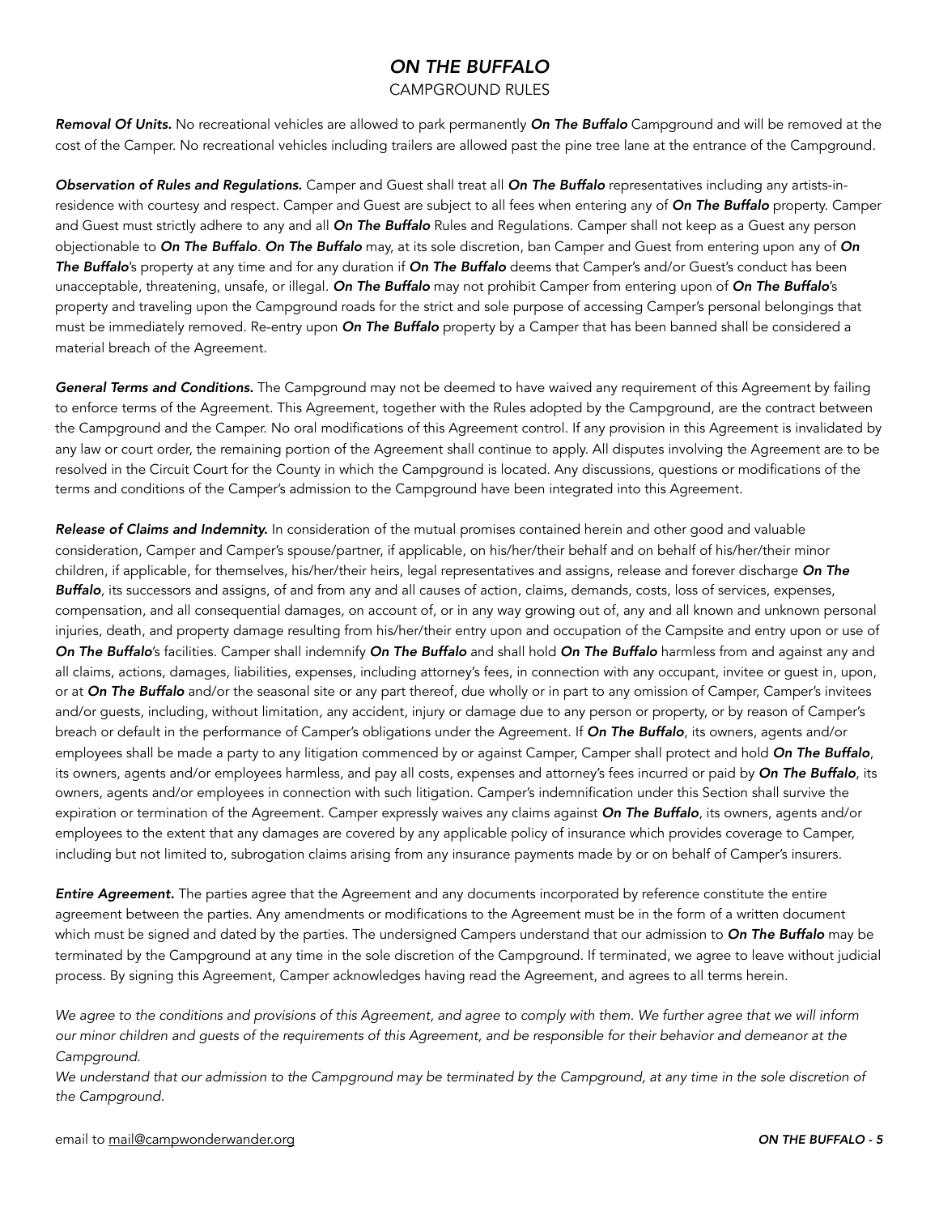# *ON THE BUFFALO*

CAMPGROUND RULES

***Removal Of Units.*** No recreational vehicles are allowed to park permanently ***On The Buffalo*** Campground and will be removed at the cost of the Camper. No recreational vehicles including trailers are allowed past the pine tree lane at the entrance of the Campground.

***Observation of Rules and Regulations.*** Camper and Guest shall treat all ***On The Buffalo*** representatives including any artists-in-residence with courtesy and respect. Camper and Guest are subject to all fees when entering any of ***On The Buffalo*** property. Camper and Guest must strictly adhere to any and all ***On The Buffalo*** Rules and Regulations. Camper shall not keep as a Guest any person objectionable to ***On The Buffalo***. ***On The Buffalo*** may, at its sole discretion, ban Camper and Guest from entering upon any of ***On The Buffalo***'s property at any time and for any duration if ***On The Buffalo*** deems that Camper's and/or Guest's conduct has been unacceptable, threatening, unsafe, or illegal. ***On The Buffalo*** may not prohibit Camper from entering upon of ***On The Buffalo***'s property and traveling upon the Campground roads for the strict and sole purpose of accessing Camper's personal belongings that must be immediately removed. Re-entry upon ***On The Buffalo*** property by a Camper that has been banned shall be considered a material breach of the Agreement.

***General Terms and Conditions.*** The Campground may not be deemed to have waived any requirement of this Agreement by failing to enforce terms of the Agreement. This Agreement, together with the Rules adopted by the Campground, are the contract between the Campground and the Camper. No oral modifications of this Agreement control. If any provision in this Agreement is invalidated by any law or court order, the remaining portion of the Agreement shall continue to apply. All disputes involving the Agreement are to be resolved in the Circuit Court for the County in which the Campground is located. Any discussions, questions or modifications of the terms and conditions of the Camper's admission to the Campground have been integrated into this Agreement.

***Release of Claims and Indemnity.*** In consideration of the mutual promises contained herein and other good and valuable consideration, Camper and Camper's spouse/partner, if applicable, on his/her/their behalf and on behalf of his/her/their minor children, if applicable, for themselves, his/her/their heirs, legal representatives and assigns, release and forever discharge ***On The Buffalo***, its successors and assigns, of and from any and all causes of action, claims, demands, costs, loss of services, expenses, compensation, and all consequential damages, on account of, or in any way growing out of, any and all known and unknown personal injuries, death, and property damage resulting from his/her/their entry upon and occupation of the Campsite and entry upon or use of ***On The Buffalo***'s facilities. Camper shall indemnify ***On The Buffalo*** and shall hold ***On The Buffalo*** harmless from and against any and all claims, actions, damages, liabilities, expenses, including attorney's fees, in connection with any occupant, invitee or guest in, upon, or at ***On The Buffalo*** and/or the seasonal site or any part thereof, due wholly or in part to any omission of Camper, Camper's invitees and/or guests, including, without limitation, any accident, injury or damage due to any person or property, or by reason of Camper's breach or default in the performance of Camper's obligations under the Agreement. If ***On The Buffalo***, its owners, agents and/or employees shall be made a party to any litigation commenced by or against Camper, Camper shall protect and hold ***On The Buffalo***, its owners, agents and/or employees harmless, and pay all costs, expenses and attorney's fees incurred or paid by ***On The Buffalo***, its owners, agents and/or employees in connection with such litigation. Camper's indemnification under this Section shall survive the expiration or termination of the Agreement. Camper expressly waives any claims against ***On The Buffalo***, its owners, agents and/or employees to the extent that any damages are covered by any applicable policy of insurance which provides coverage to Camper, including but not limited to, subrogation claims arising from any insurance payments made by or on behalf of Camper's insurers.

***Entire Agreement.*** The parties agree that the Agreement and any documents incorporated by reference constitute the entire agreement between the parties. Any amendments or modifications to the Agreement must be in the form of a written document which must be signed and dated by the parties. The undersigned Campers understand that our admission to ***On The Buffalo*** may be terminated by the Campground at any time in the sole discretion of the Campground. If terminated, we agree to leave without judicial process. By signing this Agreement, Camper acknowledges having read the Agreement, and agrees to all terms herein.

*We agree to the conditions and provisions of this Agreement, and agree to comply with them. We further agree that we will inform our minor children and guests of the requirements of this Agreement, and be responsible for their behavior and demeanor at the Campground.*
*We understand that our admission to the Campground may be terminated by the Campground, at any time in the sole discretion of the Campground.*

email to mail@campwonderwander.org